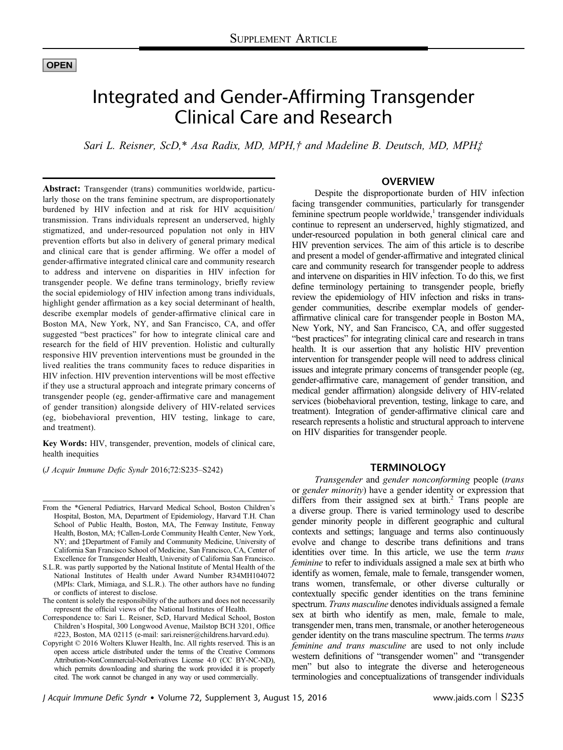OPEN

# Integrated and Gender-Affirming Transgender Clinical Care and Research

*Sari L. Reisner, ScD,\* Asa Radix, MD, MPH,† and Madeline B. Deutsch, MD, MPH‡*

**Abstract:** Transgender (trans) communities worldwide, particularly those on the trans feminine spectrum, are disproportionately burdened by HIV infection and at risk for HIV acquisition/transmission. Trans individuals represent an underserved, highly stigmatized, and under-resourced population not only in HIV prevention efforts but also in delivery of general primary medical and clinical care that is gender affirming. We offer a model of gender-affirmative integrated clinical care and community research to address and intervene on disparities in HIV infection for transgender people. We define trans terminology, briefly review the social epidemiology of HIV infection among trans individuals, highlight gender affirmation as a key social determinant of health, describe exemplar models of gender-affirmative clinical care in Boston MA, New York, NY, and San Francisco, CA, and offer suggested "best practices" for how to integrate clinical care and research for the field of HIV prevention. Holistic and culturally responsive HIV prevention interventions must be grounded in the lived realities the trans community faces to reduce disparities in HIV infection. HIV prevention interventions will be most effective if they use a structural approach and integrate primary concerns of transgender people (eg, gender-affirmative care and management of gender transition) alongside delivery of HIV-related services (eg, biobehavioral prevention, HIV testing, linkage to care, and treatment).

**Key Words:** HIV, transgender, prevention, models of clinical care, health inequities

(*J Acquir Immune Defic Syndr* 2016;72:S235–S242)

From the \*General Pediatrics, Harvard Medical School, Boston Children's Hospital, Boston, MA, Department of Epidemiology, Harvard T.H. Chan School of Public Health, Boston, MA, The Fenway Institute, Fenway Health, Boston, MA; †Callen-Lorde Community Health Center, New York, NY; and ‡Department of Family and Community Medicine, University of California San Francisco School of Medicine, San Francisco, CA, Center of Excellence for Transgender Health, University of California San Francisco.

S.L.R. was partly supported by the National Institute of Mental Health of the National Institutes of Health under Award Number R34MH104072 (MPIs: Clark, Mimiaga, and S.L.R.). The other authors have no funding or conflicts of interest to disclose.

The content is solely the responsibility of the authors and does not necessarily represent the official views of the National Institutes of Health.

Correspondence to: Sari L. Reisner, ScD, Harvard Medical School, Boston Children's Hospital, 300 Longwood Avenue, Mailstop BCH 3201, Office #223, Boston, MA 02115 (e-mail: sari.reisner@childrens.harvard.edu).

Copyright © 2016 Wolters Kluwer Health, Inc. All rights reserved. This is an open access article distributed under the terms of the Creative Commons Attribution-NonCommercial-NoDerivatives License 4.0 (CC BY-NC-ND), which permits downloading and sharing the work provided it is properly cited. The work cannot be changed in any way or used commercially.

## OVERVIEW

Despite the disproportionate burden of HIV infection facing transgender communities, particularly for transgender feminine spectrum people worldwide,[1] transgender individuals continue to represent an underserved, highly stigmatized, and under-resourced population in both general clinical care and HIV prevention services. The aim of this article is to describe and present a model of gender-affirmative and integrated clinical care and community research for transgender people to address and intervene on disparities in HIV infection. To do this, we first define terminology pertaining to transgender people, briefly review the epidemiology of HIV infection and risks in transgender communities, describe exemplar models of gender-affirmative clinical care for transgender people in Boston MA, New York, NY, and San Francisco, CA, and offer suggested "best practices" for integrating clinical care and research in trans health. It is our assertion that any holistic HIV prevention intervention for transgender people will need to address clinical issues and integrate primary concerns of transgender people (eg, gender-affirmative care, management of gender transition, and medical gender affirmation) alongside delivery of HIV-related services (biobehavioral prevention, testing, linkage to care, and treatment). Integration of gender-affirmative clinical care and research represents a holistic and structural approach to intervene on HIV disparities for transgender people.

## TERMINOLOGY

*Transgender* and *gender nonconforming* people (*trans* or *gender minority*) have a gender identity or expression that differs from their assigned sex at birth.[2] Trans people are a diverse group. There is varied terminology used to describe gender minority people in different geographic and cultural contexts and settings; language and terms also continuously evolve and change to describe trans definitions and trans identities over time. In this article, we use the term *trans feminine* to refer to individuals assigned a male sex at birth who identify as women, female, male to female, transgender women, trans women, transfemale, or other diverse culturally or contextually specific gender identities on the trans feminine spectrum. *Trans masculine* denotes individuals assigned a female sex at birth who identify as men, male, female to male, transgender men, trans men, transmale, or another heterogeneous gender identity on the trans masculine spectrum. The terms *trans feminine and trans masculine* are used to not only include western definitions of "transgender women" and "transgender men" but also to integrate the diverse and heterogeneous terminologies and conceptualizations of transgender individuals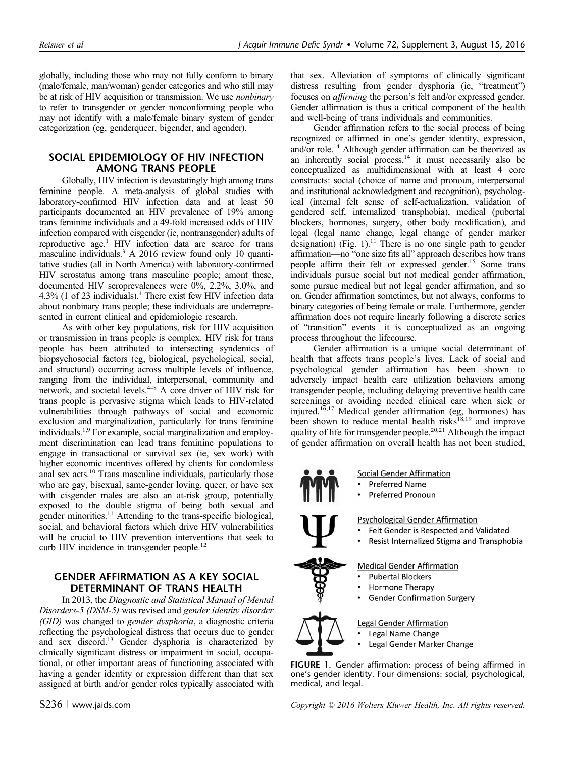globally, including those who may not fully conform to binary (male/female, man/woman) gender categories and who still may be at risk of HIV acquisition or transmission. We use *nonbinary* to refer to transgender or gender nonconforming people who may not identify with a male/female binary system of gender categorization (eg, genderqueer, bigender, and agender).

## SOCIAL EPIDEMIOLOGY OF HIV INFECTION AMONG TRANS PEOPLE

Globally, HIV infection is devastatingly high among trans feminine people. A meta-analysis of global studies with laboratory-confirmed HIV infection data and at least 50 participants documented an HIV prevalence of 19% among trans feminine individuals and a 49-fold increased odds of HIV infection compared with cisgender (ie, nontransgender) adults of reproductive age.[1] HIV infection data are scarce for trans masculine individuals.[3] A 2016 review found only 10 quantitative studies (all in North America) with laboratory-confirmed HIV serostatus among trans masculine people; amont these, documented HIV seroprevalences were 0%, 2.2%, 3.0%, and 4.3% (1 of 23 individuals).[4] There exist few HIV infection data about nonbinary trans people; these individuals are underrepresented in current clinical and epidemiologic research.

As with other key populations, risk for HIV acquisition or transmission in trans people is complex. HIV risk for trans people has been attributed to intersecting syndemics of biopsychosocial factors (eg, biological, psychological, social, and structural) occurring across multiple levels of influence, ranging from the individual, interpersonal, community and network, and societal levels.[4–8] A core driver of HIV risk for trans people is pervasive stigma which leads to HIV-related vulnerabilities through pathways of social and economic exclusion and marginalization, particularly for trans feminine individuals.[1,9] For example, social marginalization and employment discrimination can lead trans feminine populations to engage in transactional or survival sex (ie, sex work) with higher economic incentives offered by clients for condomless anal sex acts.[10] Trans masculine individuals, particularly those who are gay, bisexual, same-gender loving, queer, or have sex with cisgender males are also an at-risk group, potentially exposed to the double stigma of being both sexual and gender minorities.[11] Attending to the trans-specific biological, social, and behavioral factors which drive HIV vulnerabilities will be crucial to HIV prevention interventions that seek to curb HIV incidence in transgender people.[12]

## GENDER AFFIRMATION AS A KEY SOCIAL DETERMINANT OF TRANS HEALTH

In 2013, the *Diagnostic and Statistical Manual of Mental Disorders-5 (DSM-5)* was revised and *gender identity disorder (GID)* was changed to *gender dysphoria*, a diagnostic criteria reflecting the psychological distress that occurs due to gender and sex discord.[13] Gender dysphoria is characterized by clinically significant distress or impairment in social, occupational, or other important areas of functioning associated with having a gender identity or expression different than that sex assigned at birth and/or gender roles typically associated with that sex. Alleviation of symptoms of clinically significant distress resulting from gender dysphoria (ie, "treatment") focuses on *affirming* the person's felt and/or expressed gender. Gender affirmation is thus a critical component of the health and well-being of trans individuals and communities.

Gender affirmation refers to the social process of being recognized or affirmed in one's gender identity, expression, and/or role.[14] Although gender affirmation can be theorized as an inherently social process,[14] it must necessarily also be conceptualized as multidimensional with at least 4 core constructs: social (choice of name and pronoun, interpersonal and institutional acknowledgment and recognition), psychological (internal felt sense of self-actualization, validation of gendered self, internalized transphobia), medical (pubertal blockers, hormones, surgery, other body modification), and legal (legal name change, legal change of gender marker designation) (Fig. 1).[11] There is no one single path to gender affirmation—no "one size fits all" approach describes how trans people affirm their felt or expressed gender.[15] Some trans individuals pursue social but not medical gender affirmation, some pursue medical but not legal gender affirmation, and so on. Gender affirmation sometimes, but not always, conforms to binary categories of being female or male. Furthermore, gender affirmation does not require linearly following a discrete series of "transition" events—it is conceptualized as an ongoing process throughout the lifecourse.

Gender affirmation is a unique social determinant of health that affects trans people's lives. Lack of social and psychological gender affirmation has been shown to adversely impact health care utilization behaviors among transgender people, including delaying preventive health care screenings or avoiding needed clinical care when sick or injured.[16,17] Medical gender affirmation (eg, hormones) has been shown to reduce mental health risks[18,19] and improve quality of life for transgender people.[20,21] Although the impact of gender affirmation on overall health has not been studied,

Social Gender Affirmation
- Preferred Name
- Preferred Pronoun

Psychological Gender Affirmation
- Felt Gender is Respected and Validated
- Resist Internalized Stigma and Transphobia

Medical Gender Affirmation
- Pubertal Blockers
- Hormone Therapy
- Gender Confirmation Surgery

Legal Gender Affirmation
- Legal Name Change
- Legal Gender Marker Change

**FIGURE 1.** Gender affirmation: process of being affirmed in one's gender identity. Four dimensions: social, psychological, medical, and legal.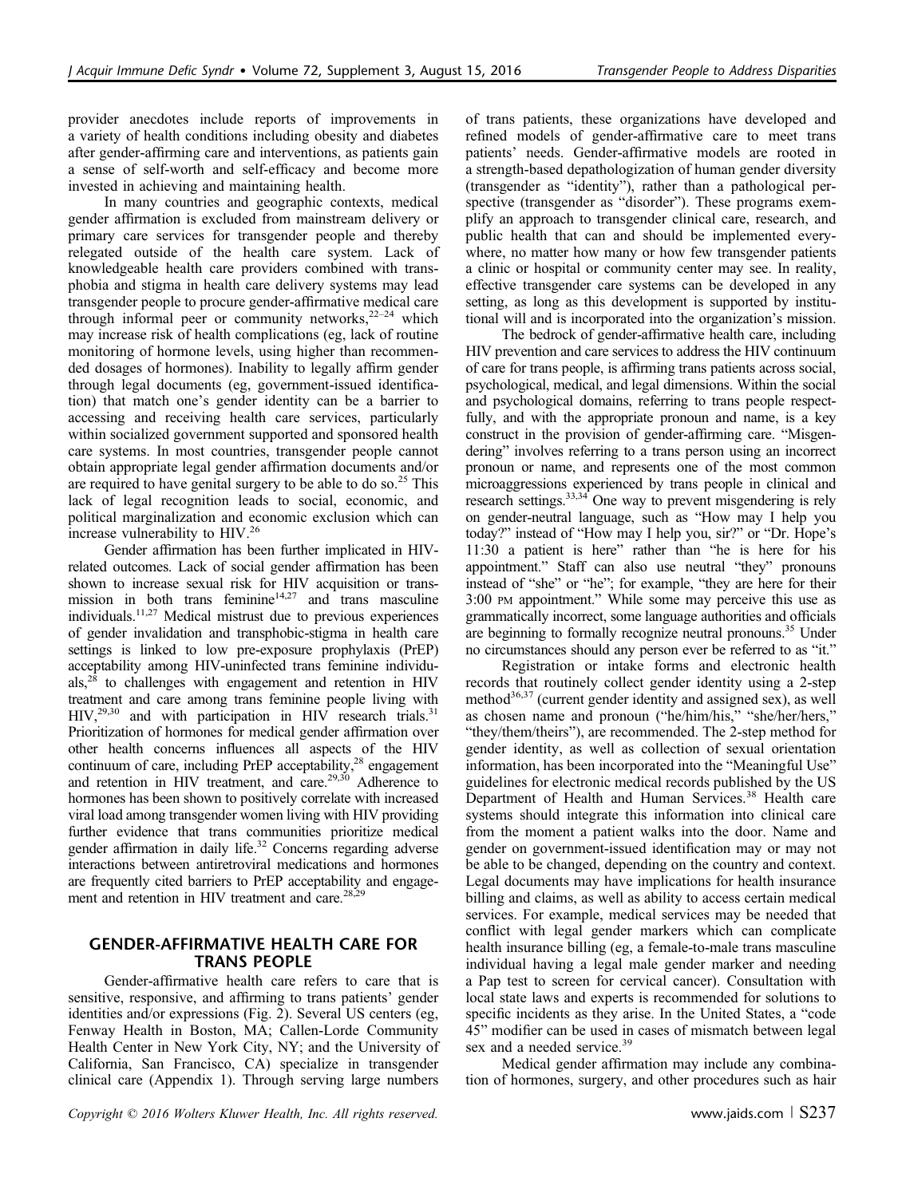provider anecdotes include reports of improvements in a variety of health conditions including obesity and diabetes after gender-affirming care and interventions, as patients gain a sense of self-worth and self-efficacy and become more invested in achieving and maintaining health.

In many countries and geographic contexts, medical gender affirmation is excluded from mainstream delivery or primary care services for transgender people and thereby relegated outside of the health care system. Lack of knowledgeable health care providers combined with transphobia and stigma in health care delivery systems may lead transgender people to procure gender-affirmative medical care through informal peer or community networks,[22–24] which may increase risk of health complications (eg, lack of routine monitoring of hormone levels, using higher than recommended dosages of hormones). Inability to legally affirm gender through legal documents (eg, government-issued identification) that match one's gender identity can be a barrier to accessing and receiving health care services, particularly within socialized government supported and sponsored health care systems. In most countries, transgender people cannot obtain appropriate legal gender affirmation documents and/or are required to have genital surgery to be able to do so.[25] This lack of legal recognition leads to social, economic, and political marginalization and economic exclusion which can increase vulnerability to HIV.[26]

Gender affirmation has been further implicated in HIV-related outcomes. Lack of social gender affirmation has been shown to increase sexual risk for HIV acquisition or transmission in both trans feminine[14,27] and trans masculine individuals.[11,27] Medical mistrust due to previous experiences of gender invalidation and transphobic-stigma in health care settings is linked to low pre-exposure prophylaxis (PrEP) acceptability among HIV-uninfected trans feminine individuals,[28] to challenges with engagement and retention in HIV treatment and care among trans feminine people living with HIV,[29,30] and with participation in HIV research trials.[31] Prioritization of hormones for medical gender affirmation over other health concerns influences all aspects of the HIV continuum of care, including PrEP acceptability,[28] engagement and retention in HIV treatment, and care.[29,30] Adherence to hormones has been shown to positively correlate with increased viral load among transgender women living with HIV providing further evidence that trans communities prioritize medical gender affirmation in daily life.[32] Concerns regarding adverse interactions between antiretroviral medications and hormones are frequently cited barriers to PrEP acceptability and engagement and retention in HIV treatment and care.[28,29]

## GENDER-AFFIRMATIVE HEALTH CARE FOR TRANS PEOPLE

Gender-affirmative health care refers to care that is sensitive, responsive, and affirming to trans patients' gender identities and/or expressions (Fig. 2). Several US centers (eg, Fenway Health in Boston, MA; Callen-Lorde Community Health Center in New York City, NY; and the University of California, San Francisco, CA) specialize in transgender clinical care (Appendix 1). Through serving large numbers of trans patients, these organizations have developed and refined models of gender-affirmative care to meet trans patients' needs. Gender-affirmative models are rooted in a strength-based depathologization of human gender diversity (transgender as "identity"), rather than a pathological perspective (transgender as "disorder"). These programs exemplify an approach to transgender clinical care, research, and public health that can and should be implemented everywhere, no matter how many or how few transgender patients a clinic or hospital or community center may see. In reality, effective transgender care systems can be developed in any setting, as long as this development is supported by institutional will and is incorporated into the organization's mission.

The bedrock of gender-affirmative health care, including HIV prevention and care services to address the HIV continuum of care for trans people, is affirming trans patients across social, psychological, medical, and legal dimensions. Within the social and psychological domains, referring to trans people respectfully, and with the appropriate pronoun and name, is a key construct in the provision of gender-affirming care. "Misgendering" involves referring to a trans person using an incorrect pronoun or name, and represents one of the most common microaggressions experienced by trans people in clinical and research settings.[33,34] One way to prevent misgendering is rely on gender-neutral language, such as "How may I help you today?" instead of "How may I help you, sir?" or "Dr. Hope's 11:30 a patient is here" rather than "he is here for his appointment." Staff can also use neutral "they" pronouns instead of "she" or "he"; for example, "they are here for their 3:00 PM appointment." While some may perceive this use as grammatically incorrect, some language authorities and officials are beginning to formally recognize neutral pronouns.[35] Under no circumstances should any person ever be referred to as "it."

Registration or intake forms and electronic health records that routinely collect gender identity using a 2-step method[36,37] (current gender identity and assigned sex), as well as chosen name and pronoun ("he/him/his," "she/her/hers," "they/them/theirs"), are recommended. The 2-step method for gender identity, as well as collection of sexual orientation information, has been incorporated into the "Meaningful Use" guidelines for electronic medical records published by the US Department of Health and Human Services.[38] Health care systems should integrate this information into clinical care from the moment a patient walks into the door. Name and gender on government-issued identification may or may not be able to be changed, depending on the country and context. Legal documents may have implications for health insurance billing and claims, as well as ability to access certain medical services. For example, medical services may be needed that conflict with legal gender markers which can complicate health insurance billing (eg, a female-to-male trans masculine individual having a legal male gender marker and needing a Pap test to screen for cervical cancer). Consultation with local state laws and experts is recommended for solutions to specific incidents as they arise. In the United States, a "code 45" modifier can be used in cases of mismatch between legal sex and a needed service.[39]

Medical gender affirmation may include any combination of hormones, surgery, and other procedures such as hair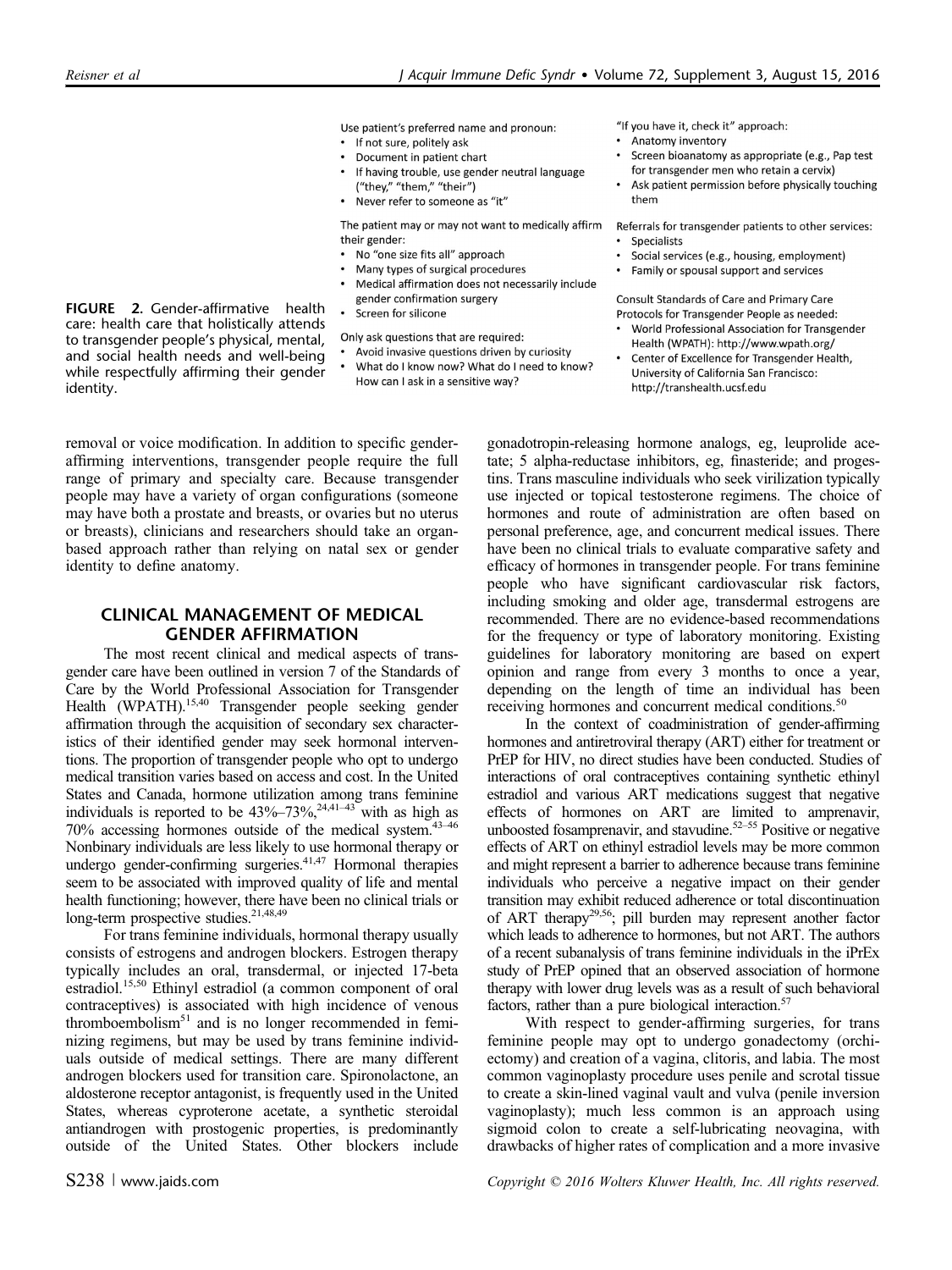Use patient's preferred name and pronoun:

- If not sure, politely ask
- Document in patient chart
- If having trouble, use gender neutral language ("they," "them," "their")
- Never refer to someone as "it"

The patient may or may not want to medically affirm their gender:

- No "one size fits all" approach
- Many types of surgical procedures
- Medical affirmation does not necessarily include gender confirmation surgery
- Screen for silicone

Only ask questions that are required:

- Avoid invasive questions driven by curiosity
- What do I know now? What do I need to know? How can I ask in a sensitive way?

"If you have it, check it" approach:

- Anatomy inventory
- Screen bioanatomy as appropriate (e.g., Pap test for transgender men who retain a cervix)
- Ask patient permission before physically touching them

Referrals for transgender patients to other services:

- Specialists
- Social services (e.g., housing, employment)
- Family or spousal support and services

Consult Standards of Care and Primary Care Protocols for Transgender People as needed:

- World Professional Association for Transgender Health (WPATH): http://www.wpath.org/
- Center of Excellence for Transgender Health, University of California San Francisco: http://transhealth.ucsf.edu

**FIGURE 2.** Gender-affirmative health care: health care that holistically attends to transgender people's physical, mental, and social health needs and well-being while respectfully affirming their gender identity.

removal or voice modification. In addition to specific gender-affirming interventions, transgender people require the full range of primary and specialty care. Because transgender people may have a variety of organ configurations (someone may have both a prostate and breasts, or ovaries but no uterus or breasts), clinicians and researchers should take an organ-based approach rather than relying on natal sex or gender identity to define anatomy.

## CLINICAL MANAGEMENT OF MEDICAL GENDER AFFIRMATION

The most recent clinical and medical aspects of transgender care have been outlined in version 7 of the Standards of Care by the World Professional Association for Transgender Health (WPATH).[15,40] Transgender people seeking gender affirmation through the acquisition of secondary sex characteristics of their identified gender may seek hormonal interventions. The proportion of transgender people who opt to undergo medical transition varies based on access and cost. In the United States and Canada, hormone utilization among trans feminine individuals is reported to be 43%–73%,[24,41–43] with as high as 70% accessing hormones outside of the medical system.[43–46] Nonbinary individuals are less likely to use hormonal therapy or undergo gender-confirming surgeries.[41,47] Hormonal therapies seem to be associated with improved quality of life and mental health functioning; however, there have been no clinical trials or long-term prospective studies.[21,48,49]

For trans feminine individuals, hormonal therapy usually consists of estrogens and androgen blockers. Estrogen therapy typically includes an oral, transdermal, or injected 17-beta estradiol.[15,50] Ethinyl estradiol (a common component of oral contraceptives) is associated with high incidence of venous thromboembolism[51] and is no longer recommended in feminizing regimens, but may be used by trans feminine individuals outside of medical settings. There are many different androgen blockers used for transition care. Spironolactone, an aldosterone receptor antagonist, is frequently used in the United States, whereas cyproterone acetate, a synthetic steroidal antiandrogen with prostogenic properties, is predominantly outside of the United States. Other blockers include gonadotropin-releasing hormone analogs, eg, leuprolide acetate; 5 alpha-reductase inhibitors, eg, finasteride; and progestins. Trans masculine individuals who seek virilization typically use injected or topical testosterone regimens. The choice of hormones and route of administration are often based on personal preference, age, and concurrent medical issues. There have been no clinical trials to evaluate comparative safety and efficacy of hormones in transgender people. For trans feminine people who have significant cardiovascular risk factors, including smoking and older age, transdermal estrogens are recommended. There are no evidence-based recommendations for the frequency or type of laboratory monitoring. Existing guidelines for laboratory monitoring are based on expert opinion and range from every 3 months to once a year, depending on the length of time an individual has been receiving hormones and concurrent medical conditions.[50]

In the context of coadministration of gender-affirming hormones and antiretroviral therapy (ART) either for treatment or PrEP for HIV, no direct studies have been conducted. Studies of interactions of oral contraceptives containing synthetic ethinyl estradiol and various ART medications suggest that negative effects of hormones on ART are limited to amprenavir, unboosted fosamprenavir, and stavudine.[52–55] Positive or negative effects of ART on ethinyl estradiol levels may be more common and might represent a barrier to adherence because trans feminine individuals who perceive a negative impact on their gender transition may exhibit reduced adherence or total discontinuation of ART therapy[29,56]; pill burden may represent another factor which leads to adherence to hormones, but not ART. The authors of a recent subanalysis of trans feminine individuals in the iPrEx study of PrEP opined that an observed association of hormone therapy with lower drug levels was as a result of such behavioral factors, rather than a pure biological interaction.[57]

With respect to gender-affirming surgeries, for trans feminine people may opt to undergo gonadectomy (orchiectomy) and creation of a vagina, clitoris, and labia. The most common vaginoplasty procedure uses penile and scrotal tissue to create a skin-lined vaginal vault and vulva (penile inversion vaginoplasty); much less common is an approach using sigmoid colon to create a self-lubricating neovagina, with drawbacks of higher rates of complication and a more invasive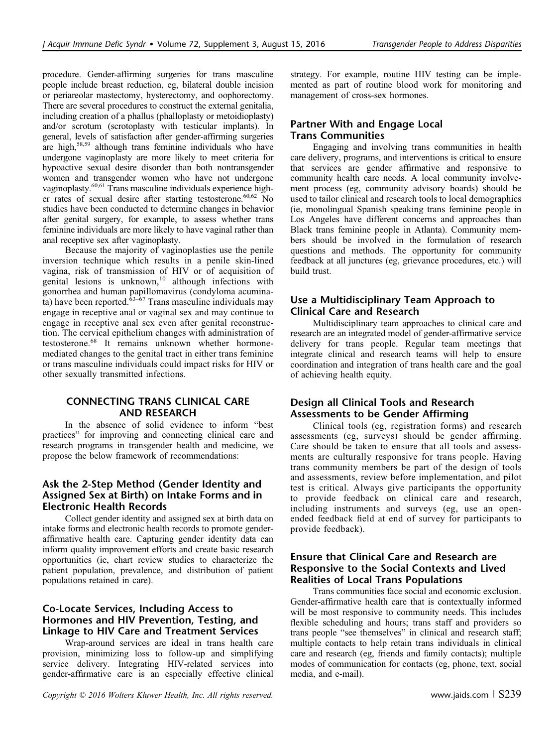procedure. Gender-affirming surgeries for trans masculine people include breast reduction, eg, bilateral double incision or periareolar mastectomy, hysterectomy, and oophorectomy. There are several procedures to construct the external genitalia, including creation of a phallus (phalloplasty or metoidioplasty) and/or scrotum (scrotoplasty with testicular implants). In general, levels of satisfaction after gender-affirming surgeries are high,[58,59] although trans feminine individuals who have undergone vaginoplasty are more likely to meet criteria for hypoactive sexual desire disorder than both nontransgender women and transgender women who have not undergone vaginoplasty.[60,61] Trans masculine individuals experience higher rates of sexual desire after starting testosterone.[60,62] No studies have been conducted to determine changes in behavior after genital surgery, for example, to assess whether trans feminine individuals are more likely to have vaginal rather than anal receptive sex after vaginoplasty.

Because the majority of vaginoplasties use the penile inversion technique which results in a penile skin-lined vagina, risk of transmission of HIV or of acquisition of genital lesions is unknown,[10] although infections with gonorrhea and human papillomavirus (condyloma acuminata) have been reported.[63–67] Trans masculine individuals may engage in receptive anal or vaginal sex and may continue to engage in receptive anal sex even after genital reconstruction. The cervical epithelium changes with administration of testosterone.[68] It remains unknown whether hormone-mediated changes to the genital tract in either trans feminine or trans masculine individuals could impact risks for HIV or other sexually transmitted infections.

## CONNECTING TRANS CLINICAL CARE AND RESEARCH

In the absence of solid evidence to inform "best practices" for improving and connecting clinical care and research programs in transgender health and medicine, we propose the below framework of recommendations:

### Ask the 2-Step Method (Gender Identity and Assigned Sex at Birth) on Intake Forms and in Electronic Health Records

Collect gender identity and assigned sex at birth data on intake forms and electronic health records to promote gender-affirmative health care. Capturing gender identity data can inform quality improvement efforts and create basic research opportunities (ie, chart review studies to characterize the patient population, prevalence, and distribution of patient populations retained in care).

### Co-Locate Services, Including Access to Hormones and HIV Prevention, Testing, and Linkage to HIV Care and Treatment Services

Wrap-around services are ideal in trans health care provision, minimizing loss to follow-up and simplifying service delivery. Integrating HIV-related services into gender-affirmative care is an especially effective clinical strategy. For example, routine HIV testing can be implemented as part of routine blood work for monitoring and management of cross-sex hormones.

### Partner With and Engage Local Trans Communities

Engaging and involving trans communities in health care delivery, programs, and interventions is critical to ensure that services are gender affirmative and responsive to community health care needs. A local community involvement process (eg, community advisory boards) should be used to tailor clinical and research tools to local demographics (ie, monolingual Spanish speaking trans feminine people in Los Angeles have different concerns and approaches than Black trans feminine people in Atlanta). Community members should be involved in the formulation of research questions and methods. The opportunity for community feedback at all junctures (eg, grievance procedures, etc.) will build trust.

### Use a Multidisciplinary Team Approach to Clinical Care and Research

Multidisciplinary team approaches to clinical care and research are an integrated model of gender-affirmative service delivery for trans people. Regular team meetings that integrate clinical and research teams will help to ensure coordination and integration of trans health care and the goal of achieving health equity.

### Design all Clinical Tools and Research Assessments to be Gender Affirming

Clinical tools (eg, registration forms) and research assessments (eg, surveys) should be gender affirming. Care should be taken to ensure that all tools and assessments are culturally responsive for trans people. Having trans community members be part of the design of tools and assessments, review before implementation, and pilot test is critical. Always give participants the opportunity to provide feedback on clinical care and research, including instruments and surveys (eg, use an open-ended feedback field at end of survey for participants to provide feedback).

### Ensure that Clinical Care and Research are Responsive to the Social Contexts and Lived Realities of Local Trans Populations

Trans communities face social and economic exclusion. Gender-affirmative health care that is contextually informed will be most responsive to community needs. This includes flexible scheduling and hours; trans staff and providers so trans people "see themselves" in clinical and research staff; multiple contacts to help retain trans individuals in clinical care and research (eg, friends and family contacts); multiple modes of communication for contacts (eg, phone, text, social media, and e-mail).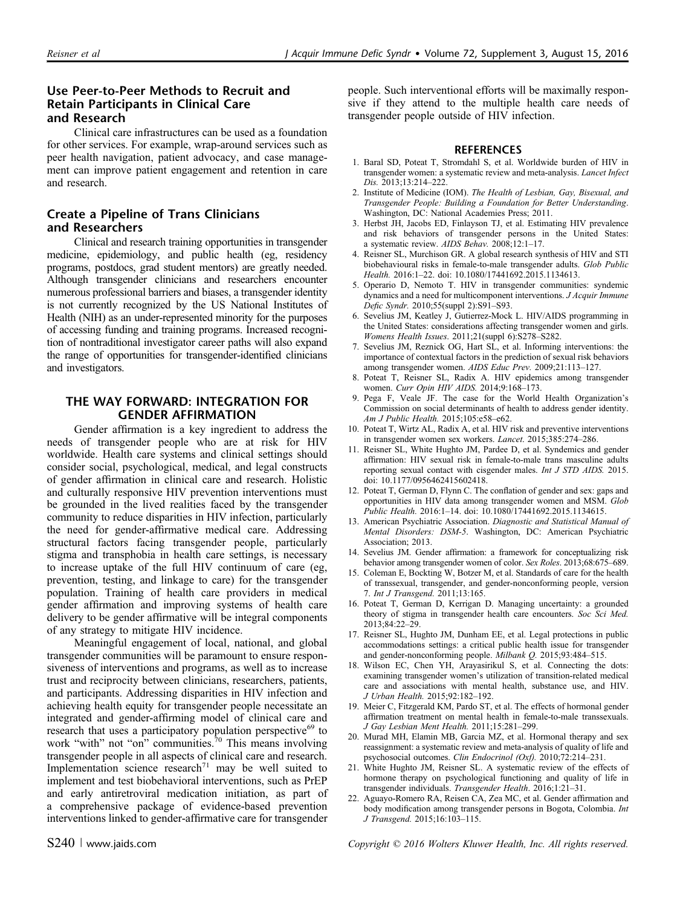### Use Peer-to-Peer Methods to Recruit and Retain Participants in Clinical Care and Research

Clinical care infrastructures can be used as a foundation for other services. For example, wrap-around services such as peer health navigation, patient advocacy, and case management can improve patient engagement and retention in care and research.

### Create a Pipeline of Trans Clinicians and Researchers

Clinical and research training opportunities in transgender medicine, epidemiology, and public health (eg, residency programs, postdocs, grad student mentors) are greatly needed. Although transgender clinicians and researchers encounter numerous professional barriers and biases, a transgender identity is not currently recognized by the US National Institutes of Health (NIH) as an under-represented minority for the purposes of accessing funding and training programs. Increased recognition of nontraditional investigator career paths will also expand the range of opportunities for transgender-identified clinicians and investigators.

## THE WAY FORWARD: INTEGRATION FOR GENDER AFFIRMATION

Gender affirmation is a key ingredient to address the needs of transgender people who are at risk for HIV worldwide. Health care systems and clinical settings should consider social, psychological, medical, and legal constructs of gender affirmation in clinical care and research. Holistic and culturally responsive HIV prevention interventions must be grounded in the lived realities faced by the transgender community to reduce disparities in HIV infection, particularly the need for gender-affirmative medical care. Addressing structural factors facing transgender people, particularly stigma and transphobia in health care settings, is necessary to increase uptake of the full HIV continuum of care (eg, prevention, testing, and linkage to care) for the transgender population. Training of health care providers in medical gender affirmation and improving systems of health care delivery to be gender affirmative will be integral components of any strategy to mitigate HIV incidence.

Meaningful engagement of local, national, and global transgender communities will be paramount to ensure responsiveness of interventions and programs, as well as to increase trust and reciprocity between clinicians, researchers, patients, and participants. Addressing disparities in HIV infection and achieving health equity for transgender people necessitate an integrated and gender-affirming model of clinical care and research that uses a participatory population perspective[69] to work "with" not "on" communities.[70] This means involving transgender people in all aspects of clinical care and research. Implementation science research[71] may be well suited to implement and test biobehavioral interventions, such as PrEP and early antiretroviral medication initiation, as part of a comprehensive package of evidence-based prevention interventions linked to gender-affirmative care for transgender people. Such interventional efforts will be maximally responsive if they attend to the multiple health care needs of transgender people outside of HIV infection.

## REFERENCES

1. Baral SD, Poteat T, Stromdahl S, et al. Worldwide burden of HIV in transgender women: a systematic review and meta-analysis. *Lancet Infect Dis.* 2013;13:214–222.
2. Institute of Medicine (IOM). *The Health of Lesbian, Gay, Bisexual, and Transgender People: Building a Foundation for Better Understanding*. Washington, DC: National Academies Press; 2011.
3. Herbst JH, Jacobs ED, Finlayson TJ, et al. Estimating HIV prevalence and risk behaviors of transgender persons in the United States: a systematic review. *AIDS Behav.* 2008;12:1–17.
4. Reisner SL, Murchison GR. A global research synthesis of HIV and STI biobehavioural risks in female-to-male transgender adults. *Glob Public Health.* 2016:1–22. doi: 10.1080/17441692.2015.1134613.
5. Operario D, Nemoto T. HIV in transgender communities: syndemic dynamics and a need for multicomponent interventions. *J Acquir Immune Defic Syndr.* 2010;55(suppl 2):S91–S93.
6. Sevelius JM, Keatley J, Gutierrez-Mock L. HIV/AIDS programming in the United States: considerations affecting transgender women and girls. *Womens Health Issues.* 2011;21(suppl 6):S278–S282.
7. Sevelius JM, Reznick OG, Hart SL, et al. Informing interventions: the importance of contextual factors in the prediction of sexual risk behaviors among transgender women. *AIDS Educ Prev.* 2009;21:113–127.
8. Poteat T, Reisner SL, Radix A. HIV epidemics among transgender women. *Curr Opin HIV AIDS.* 2014;9:168–173.
9. Pega F, Veale JF. The case for the World Health Organization's Commission on social determinants of health to address gender identity. *Am J Public Health.* 2015;105:e58–e62.
10. Poteat T, Wirtz AL, Radix A, et al. HIV risk and preventive interventions in transgender women sex workers. *Lancet.* 2015;385:274–286.
11. Reisner SL, White Hughto JM, Pardee D, et al. Syndemics and gender affirmation: HIV sexual risk in female-to-male trans masculine adults reporting sexual contact with cisgender males. *Int J STD AIDS.* 2015. doi: 10.1177/0956462415602418.
12. Poteat T, German D, Flynn C. The conflation of gender and sex: gaps and opportunities in HIV data among transgender women and MSM. *Glob Public Health.* 2016:1–14. doi: 10.1080/17441692.2015.1134615.
13. American Psychiatric Association. *Diagnostic and Statistical Manual of Mental Disorders: DSM-5*. Washington, DC: American Psychiatric Association; 2013.
14. Sevelius JM. Gender affirmation: a framework for conceptualizing risk behavior among transgender women of color. *Sex Roles*. 2013;68:675–689.
15. Coleman E, Bockting W, Botzer M, et al. Standards of care for the health of transsexual, transgender, and gender-nonconforming people, version 7. *Int J Transgend.* 2011;13:165.
16. Poteat T, German D, Kerrigan D. Managing uncertainty: a grounded theory of stigma in transgender health care encounters. *Soc Sci Med.* 2013;84:22–29.
17. Reisner SL, Hughto JM, Dunham EE, et al. Legal protections in public accommodations settings: a critical public health issue for transgender and gender-nonconforming people. *Milbank Q.* 2015;93:484–515.
18. Wilson EC, Chen YH, Arayasirikul S, et al. Connecting the dots: examining transgender women's utilization of transition-related medical care and associations with mental health, substance use, and HIV. *J Urban Health.* 2015;92:182–192.
19. Meier C, Fitzgerald KM, Pardo ST, et al. The effects of hormonal gender affirmation treatment on mental health in female-to-male transsexuals. *J Gay Lesbian Ment Health.* 2011;15:281–299.
20. Murad MH, Elamin MB, Garcia MZ, et al. Hormonal therapy and sex reassignment: a systematic review and meta-analysis of quality of life and psychosocial outcomes. *Clin Endocrinol (Oxf).* 2010;72:214–231.
21. White Hughto JM, Reisner SL. A systematic review of the effects of hormone therapy on psychological functioning and quality of life in transgender individuals. *Transgender Health*. 2016;1:21–31.
22. Aguayo-Romero RA, Reisen CA, Zea MC, et al. Gender affirmation and body modification among transgender persons in Bogota, Colombia. *Int J Transgend.* 2015;16:103–115.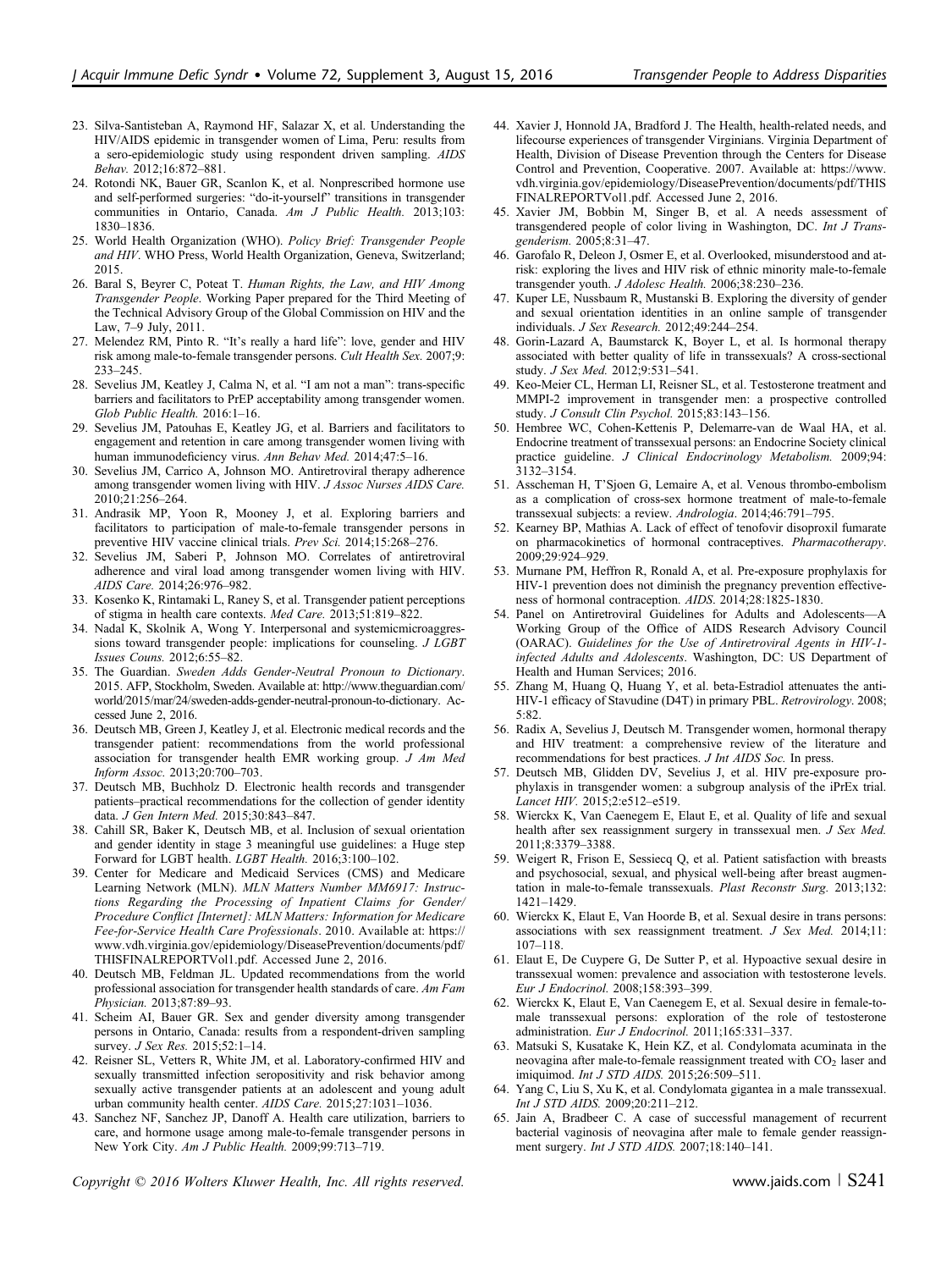23. Silva-Santisteban A, Raymond HF, Salazar X, et al. Understanding the HIV/AIDS epidemic in transgender women of Lima, Peru: results from a sero-epidemiologic study using respondent driven sampling. *AIDS Behav.* 2012;16:872–881.
24. Rotondi NK, Bauer GR, Scanlon K, et al. Nonprescribed hormone use and self-performed surgeries: "do-it-yourself" transitions in transgender communities in Ontario, Canada. *Am J Public Health.* 2013;103: 1830–1836.
25. World Health Organization (WHO). *Policy Brief: Transgender People and HIV*. WHO Press, World Health Organization, Geneva, Switzerland; 2015.
26. Baral S, Beyrer C, Poteat T. *Human Rights, the Law, and HIV Among Transgender People*. Working Paper prepared for the Third Meeting of the Technical Advisory Group of the Global Commission on HIV and the Law, 7–9 July, 2011.
27. Melendez RM, Pinto R. "It's really a hard life": love, gender and HIV risk among male-to-female transgender persons. *Cult Health Sex.* 2007;9: 233–245.
28. Sevelius JM, Keatley J, Calma N, et al. "I am not a man": trans-specific barriers and facilitators to PrEP acceptability among transgender women. *Glob Public Health.* 2016:1–16.
29. Sevelius JM, Patouhas E, Keatley JG, et al. Barriers and facilitators to engagement and retention in care among transgender women living with human immunodeficiency virus. *Ann Behav Med.* 2014;47:5–16.
30. Sevelius JM, Carrico A, Johnson MO. Antiretroviral therapy adherence among transgender women living with HIV. *J Assoc Nurses AIDS Care.* 2010;21:256–264.
31. Andrasik MP, Yoon R, Mooney J, et al. Exploring barriers and facilitators to participation of male-to-female transgender persons in preventive HIV vaccine clinical trials. *Prev Sci.* 2014;15:268–276.
32. Sevelius JM, Saberi P, Johnson MO. Correlates of antiretroviral adherence and viral load among transgender women living with HIV. *AIDS Care.* 2014;26:976–982.
33. Kosenko K, Rintamaki L, Raney S, et al. Transgender patient perceptions of stigma in health care contexts. *Med Care.* 2013;51:819–822.
34. Nadal K, Skolnik A, Wong Y. Interpersonal and systemicmicroaggressions toward transgender people: implications for counseling. *J LGBT Issues Couns.* 2012;6:55–82.
35. The Guardian. *Sweden Adds Gender-Neutral Pronoun to Dictionary*. 2015. AFP, Stockholm, Sweden. Available at: http://www.theguardian.com/world/2015/mar/24/sweden-adds-gender-neutral-pronoun-to-dictionary. Accessed June 2, 2016.
36. Deutsch MB, Green J, Keatley J, et al. Electronic medical records and the transgender patient: recommendations from the world professional association for transgender health EMR working group. *J Am Med Inform Assoc.* 2013;20:700–703.
37. Deutsch MB, Buchholz D. Electronic health records and transgender patients–practical recommendations for the collection of gender identity data. *J Gen Intern Med.* 2015;30:843–847.
38. Cahill SR, Baker K, Deutsch MB, et al. Inclusion of sexual orientation and gender identity in stage 3 meaningful use guidelines: a Huge step Forward for LGBT health. *LGBT Health.* 2016;3:100–102.
39. Center for Medicare and Medicaid Services (CMS) and Medicare Learning Network (MLN). *MLN Matters Number MM6917: Instructions Regarding the Processing of Inpatient Claims for Gender/Procedure Conflict [Internet]: MLN Matters: Information for Medicare Fee-for-Service Health Care Professionals*. 2010. Available at: https://www.vdh.virginia.gov/epidemiology/DiseasePrevention/documents/pdf/THISFINALREPORTVol1.pdf. Accessed June 2, 2016.
40. Deutsch MB, Feldman JL. Updated recommendations from the world professional association for transgender health standards of care. *Am Fam Physician.* 2013;87:89–93.
41. Scheim AI, Bauer GR. Sex and gender diversity among transgender persons in Ontario, Canada: results from a respondent-driven sampling survey. *J Sex Res.* 2015;52:1–14.
42. Reisner SL, Vetters R, White JM, et al. Laboratory-confirmed HIV and sexually transmitted infection seropositivity and risk behavior among sexually active transgender patients at an adolescent and young adult urban community health center. *AIDS Care.* 2015;27:1031–1036.
43. Sanchez NF, Sanchez JP, Danoff A. Health care utilization, barriers to care, and hormone usage among male-to-female transgender persons in New York City. *Am J Public Health.* 2009;99:713–719.
44. Xavier J, Honnold JA, Bradford J. The Health, health-related needs, and lifecourse experiences of transgender Virginians. Virginia Department of Health, Division of Disease Prevention through the Centers for Disease Control and Prevention, Cooperative. 2007. Available at: https://www.vdh.virginia.gov/epidemiology/DiseasePrevention/documents/pdf/THISFINALREPORTVol1.pdf. Accessed June 2, 2016.
45. Xavier JM, Bobbin M, Singer B, et al. A needs assessment of transgendered people of color living in Washington, DC. *Int J Transgenderism.* 2005;8:31–47.
46. Garofalo R, Deleon J, Osmer E, et al. Overlooked, misunderstood and at-risk: exploring the lives and HIV risk of ethnic minority male-to-female transgender youth. *J Adolesc Health.* 2006;38:230–236.
47. Kuper LE, Nussbaum R, Mustanski B. Exploring the diversity of gender and sexual orientation identities in an online sample of transgender individuals. *J Sex Research.* 2012;49:244–254.
48. Gorin-Lazard A, Baumstarck K, Boyer L, et al. Is hormonal therapy associated with better quality of life in transsexuals? A cross-sectional study. *J Sex Med.* 2012;9:531–541.
49. Keo-Meier CL, Herman LI, Reisner SL, et al. Testosterone treatment and MMPI-2 improvement in transgender men: a prospective controlled study. *J Consult Clin Psychol.* 2015;83:143–156.
50. Hembree WC, Cohen-Kettenis P, Delemarre-van de Waal HA, et al. Endocrine treatment of transsexual persons: an Endocrine Society clinical practice guideline. *J Clinical Endocrinology Metabolism.* 2009;94: 3132–3154.
51. Asscheman H, T'Sjoen G, Lemaire A, et al. Venous thrombo-embolism as a complication of cross-sex hormone treatment of male-to-female transsexual subjects: a review. *Andrologia*. 2014;46:791–795.
52. Kearney BP, Mathias A. Lack of effect of tenofovir disoproxil fumarate on pharmacokinetics of hormonal contraceptives. *Pharmacotherapy*. 2009;29:924–929.
53. Murnane PM, Heffron R, Ronald A, et al. Pre-exposure prophylaxis for HIV-1 prevention does not diminish the pregnancy prevention effectiveness of hormonal contraception. *AIDS*. 2014;28:1825-1830.
54. Panel on Antiretroviral Guidelines for Adults and Adolescents—A Working Group of the Office of AIDS Research Advisory Council (OARAC). *Guidelines for the Use of Antiretroviral Agents in HIV-1-infected Adults and Adolescents*. Washington, DC: US Department of Health and Human Services; 2016.
55. Zhang M, Huang Q, Huang Y, et al. beta-Estradiol attenuates the anti-HIV-1 efficacy of Stavudine (D4T) in primary PBL. *Retrovirology*. 2008; 5:82.
56. Radix A, Sevelius J, Deutsch M. Transgender women, hormonal therapy and HIV treatment: a comprehensive review of the literature and recommendations for best practices. *J Int AIDS Soc.* In press.
57. Deutsch MB, Glidden DV, Sevelius J, et al. HIV pre-exposure prophylaxis in transgender women: a subgroup analysis of the iPrEx trial. *Lancet HIV.* 2015;2:e512–e519.
58. Wierckx K, Van Caenegem E, Elaut E, et al. Quality of life and sexual health after sex reassignment surgery in transsexual men. *J Sex Med.* 2011;8:3379–3388.
59. Weigert R, Frison E, Sessiecq Q, et al. Patient satisfaction with breasts and psychosocial, sexual, and physical well-being after breast augmentation in male-to-female transsexuals. *Plast Reconstr Surg.* 2013;132: 1421–1429.
60. Wierckx K, Elaut E, Van Hoorde B, et al. Sexual desire in trans persons: associations with sex reassignment treatment. *J Sex Med.* 2014;11: 107–118.
61. Elaut E, De Cuypere G, De Sutter P, et al. Hypoactive sexual desire in transsexual women: prevalence and association with testosterone levels. *Eur J Endocrinol.* 2008;158:393–399.
62. Wierckx K, Elaut E, Van Caenegem E, et al. Sexual desire in female-to-male transsexual persons: exploration of the role of testosterone administration. *Eur J Endocrinol.* 2011;165:331–337.
63. Matsuki S, Kusatake K, Hein KZ, et al. Condylomata acuminata in the neovagina after male-to-female reassignment treated with $CO_2$ laser and imiquimod. *Int J STD AIDS.* 2015;26:509–511.
64. Yang C, Liu S, Xu K, et al. Condylomata gigantea in a male transsexual. *Int J STD AIDS.* 2009;20:211–212.
65. Jain A, Bradbeer C. A case of successful management of recurrent bacterial vaginosis of neovagina after male to female gender reassignment surgery. *Int J STD AIDS.* 2007;18:140–141.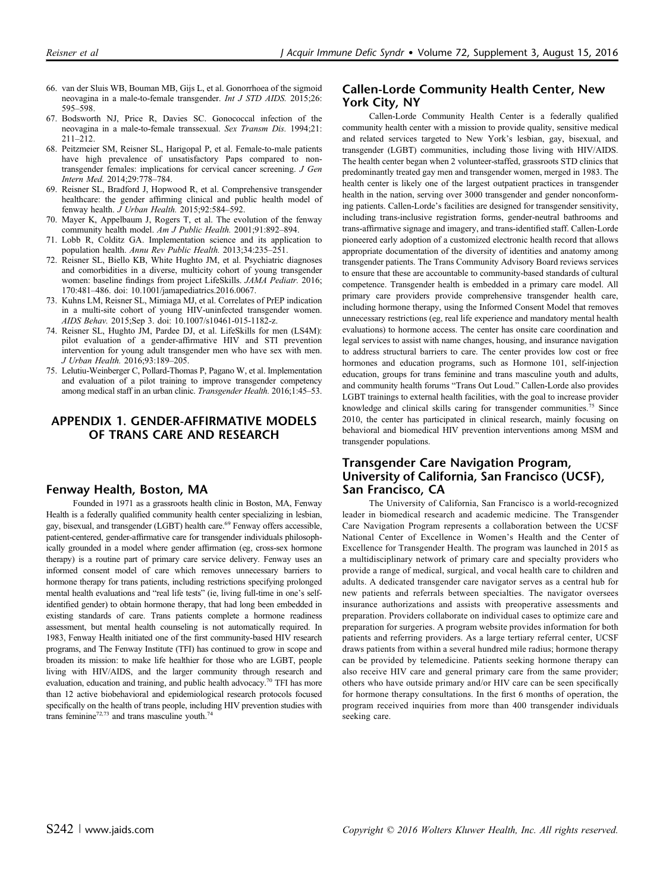66. van der Sluis WB, Bouman MB, Gijs L, et al. Gonorrhoea of the sigmoid neovagina in a male-to-female transgender. *Int J STD AIDS.* 2015;26: 595–598.
67. Bodsworth NJ, Price R, Davies SC. Gonococcal infection of the neovagina in a male-to-female transsexual. *Sex Transm Dis.* 1994;21: 211–212.
68. Peitzmeier SM, Reisner SL, Harigopal P, et al. Female-to-male patients have high prevalence of unsatisfactory Paps compared to non-transgender females: implications for cervical cancer screening. *J Gen Intern Med.* 2014;29:778–784.
69. Reisner SL, Bradford J, Hopwood R, et al. Comprehensive transgender healthcare: the gender affirming clinical and public health model of fenway health. *J Urban Health.* 2015;92:584–592.
70. Mayer K, Appelbaum J, Rogers T, et al. The evolution of the fenway community health model. *Am J Public Health.* 2001;91:892–894.
71. Lobb R, Colditz GA. Implementation science and its application to population health. *Annu Rev Public Health.* 2013;34:235–251.
72. Reisner SL, Biello KB, White Hughto JM, et al. Psychiatric diagnoses and comorbidities in a diverse, multicity cohort of young transgender women: baseline findings from project LifeSkills. *JAMA Pediatr.* 2016; 170:481–486. doi: 10.1001/jamapediatrics.2016.0067.
73. Kuhns LM, Reisner SL, Mimiaga MJ, et al. Correlates of PrEP indication in a multi-site cohort of young HIV-uninfected transgender women. *AIDS Behav.* 2015;Sep 3. doi: 10.1007/s10461-015-1182-z.
74. Reisner SL, Hughto JM, Pardee DJ, et al. LifeSkills for men (LS4M): pilot evaluation of a gender-affirmative HIV and STI prevention intervention for young adult transgender men who have sex with men. *J Urban Health.* 2016;93:189–205.
75. Lelutiu-Weinberger C, Pollard-Thomas P, Pagano W, et al. Implementation and evaluation of a pilot training to improve transgender competency among medical staff in an urban clinic. *Transgender Health.* 2016;1:45–53.

## APPENDIX 1. GENDER-AFFIRMATIVE MODELS OF TRANS CARE AND RESEARCH

### Fenway Health, Boston, MA

Founded in 1971 as a grassroots health clinic in Boston, MA, Fenway Health is a federally qualified community health center specializing in lesbian, gay, bisexual, and transgender (LGBT) health care.[69] Fenway offers accessible, patient-centered, gender-affirmative care for transgender individuals philosophically grounded in a model where gender affirmation (eg, cross-sex hormone therapy) is a routine part of primary care service delivery. Fenway uses an informed consent model of care which removes unnecessary barriers to hormone therapy for trans patients, including restrictions specifying prolonged mental health evaluations and "real life tests" (ie, living full-time in one's self-identified gender) to obtain hormone therapy, that had long been embedded in existing standards of care. Trans patients complete a hormone readiness assessment, but mental health counseling is not automatically required. In 1983, Fenway Health initiated one of the first community-based HIV research programs, and The Fenway Institute (TFI) has continued to grow in scope and broaden its mission: to make life healthier for those who are LGBT, people living with HIV/AIDS, and the larger community through research and evaluation, education and training, and public health advocacy.[70] TFI has more than 12 active biobehavioral and epidemiological research protocols focused specifically on the health of trans people, including HIV prevention studies with trans feminine[72,73] and trans masculine youth.[74]

### Callen-Lorde Community Health Center, New York City, NY

Callen-Lorde Community Health Center is a federally qualified community health center with a mission to provide quality, sensitive medical and related services targeted to New York's lesbian, gay, bisexual, and transgender (LGBT) communities, including those living with HIV/AIDS. The health center began when 2 volunteer-staffed, grassroots STD clinics that predominantly treated gay men and transgender women, merged in 1983. The health center is likely one of the largest outpatient practices in transgender health in the nation, serving over 3000 transgender and gender nonconforming patients. Callen-Lorde's facilities are designed for transgender sensitivity, including trans-inclusive registration forms, gender-neutral bathrooms and trans-affirmative signage and imagery, and trans-identified staff. Callen-Lorde pioneered early adoption of a customized electronic health record that allows appropriate documentation of the diversity of identities and anatomy among transgender patients. The Trans Community Advisory Board reviews services to ensure that these are accountable to community-based standards of cultural competence. Transgender health is embedded in a primary care model. All primary care providers provide comprehensive transgender health care, including hormone therapy, using the Informed Consent Model that removes unnecessary restrictions (eg, real life experience and mandatory mental health evaluations) to hormone access. The center has onsite care coordination and legal services to assist with name changes, housing, and insurance navigation to address structural barriers to care. The center provides low cost or free hormones and education programs, such as Hormone 101, self-injection education, groups for trans feminine and trans masculine youth and adults, and community health forums "Trans Out Loud." Callen-Lorde also provides LGBT trainings to external health facilities, with the goal to increase provider knowledge and clinical skills caring for transgender communities.[75] Since 2010, the center has participated in clinical research, mainly focusing on behavioral and biomedical HIV prevention interventions among MSM and transgender populations.

### Transgender Care Navigation Program, University of California, San Francisco (UCSF), San Francisco, CA

The University of California, San Francisco is a world-recognized leader in biomedical research and academic medicine. The Transgender Care Navigation Program represents a collaboration between the UCSF National Center of Excellence in Women's Health and the Center of Excellence for Transgender Health. The program was launched in 2015 as a multidisciplinary network of primary care and specialty providers who provide a range of medical, surgical, and vocal health care to children and adults. A dedicated transgender care navigator serves as a central hub for new patients and referrals between specialties. The navigator oversees insurance authorizations and assists with preoperative assessments and preparation. Providers collaborate on individual cases to optimize care and preparation for surgeries. A program website provides information for both patients and referring providers. As a large tertiary referral center, UCSF draws patients from within a several hundred mile radius; hormone therapy can be provided by telemedicine. Patients seeking hormone therapy can also receive HIV care and general primary care from the same provider; others who have outside primary and/or HIV care can be seen specifically for hormone therapy consultations. In the first 6 months of operation, the program received inquiries from more than 400 transgender individuals seeking care.